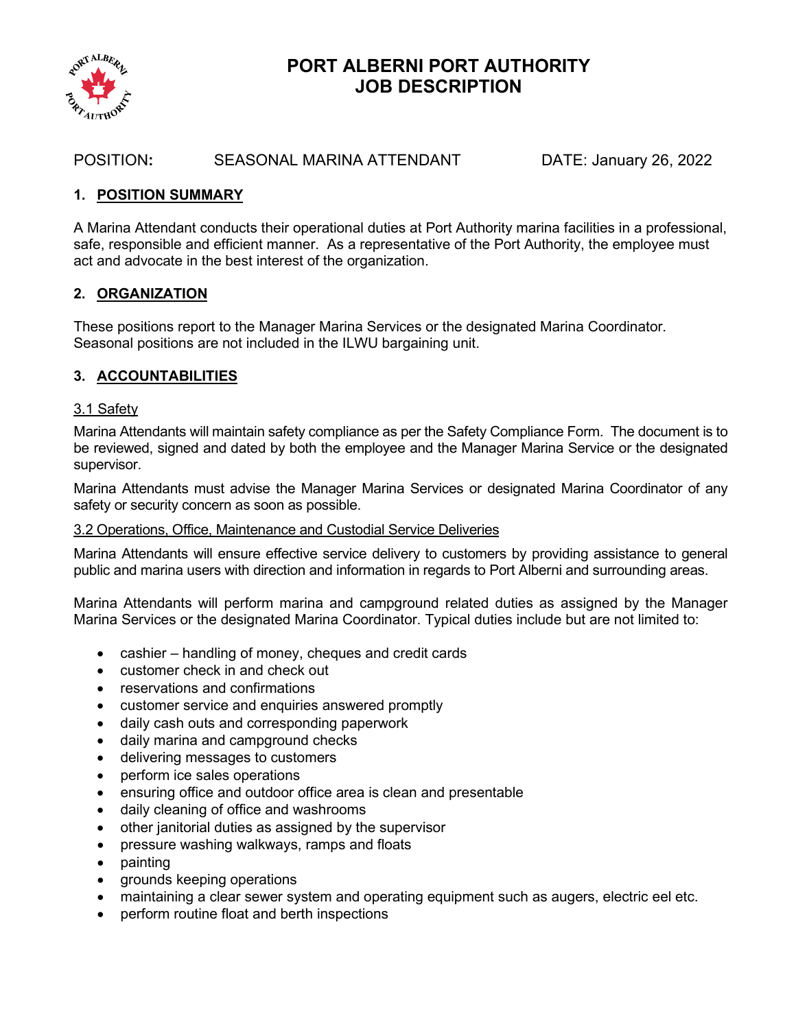# PORT ALBERNI PORT AUTHORITY
# JOB DESCRIPTION

POSITION: SEASONAL MARINA ATTENDANT DATE: January 26, 2022

## 1. POSITION SUMMARY

A Marina Attendant conducts their operational duties at Port Authority marina facilities in a professional, safe, responsible and efficient manner. As a representative of the Port Authority, the employee must act and advocate in the best interest of the organization.

## 2. ORGANIZATION

These positions report to the Manager Marina Services or the designated Marina Coordinator. Seasonal positions are not included in the ILWU bargaining unit.

## 3. ACCOUNTABILITIES

### 3.1 Safety

Marina Attendants will maintain safety compliance as per the Safety Compliance Form. The document is to be reviewed, signed and dated by both the employee and the Manager Marina Service or the designated supervisor.

Marina Attendants must advise the Manager Marina Services or designated Marina Coordinator of any safety or security concern as soon as possible.

### 3.2 Operations, Office, Maintenance and Custodial Service Deliveries

Marina Attendants will ensure effective service delivery to customers by providing assistance to general public and marina users with direction and information in regards to Port Alberni and surrounding areas.

Marina Attendants will perform marina and campground related duties as assigned by the Manager Marina Services or the designated Marina Coordinator. Typical duties include but are not limited to:

- cashier – handling of money, cheques and credit cards
- customer check in and check out
- reservations and confirmations
- customer service and enquiries answered promptly
- daily cash outs and corresponding paperwork
- daily marina and campground checks
- delivering messages to customers
- perform ice sales operations
- ensuring office and outdoor office area is clean and presentable
- daily cleaning of office and washrooms
- other janitorial duties as assigned by the supervisor
- pressure washing walkways, ramps and floats
- painting
- grounds keeping operations
- maintaining a clear sewer system and operating equipment such as augers, electric eel etc.
- perform routine float and berth inspections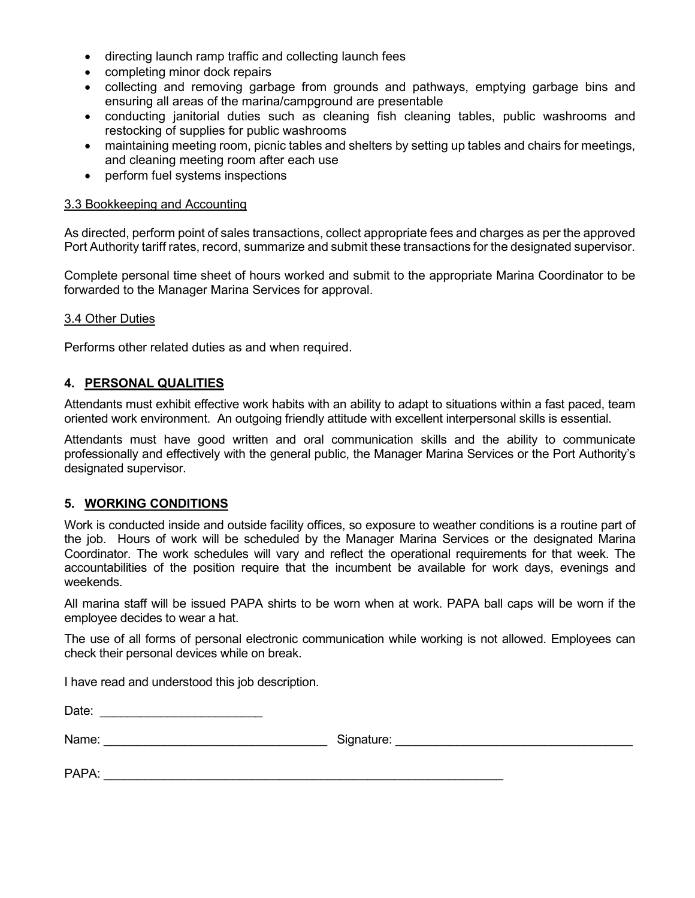- directing launch ramp traffic and collecting launch fees
- completing minor dock repairs
- collecting and removing garbage from grounds and pathways, emptying garbage bins and ensuring all areas of the marina/campground are presentable
- conducting janitorial duties such as cleaning fish cleaning tables, public washrooms and restocking of supplies for public washrooms
- maintaining meeting room, picnic tables and shelters by setting up tables and chairs for meetings, and cleaning meeting room after each use
- perform fuel systems inspections

3.3 Bookkeeping and Accounting

As directed, perform point of sales transactions, collect appropriate fees and charges as per the approved Port Authority tariff rates, record, summarize and submit these transactions for the designated supervisor.

Complete personal time sheet of hours worked and submit to the appropriate Marina Coordinator to be forwarded to the Manager Marina Services for approval.

3.4 Other Duties

Performs other related duties as and when required.

## 4. PERSONAL QUALITIES

Attendants must exhibit effective work habits with an ability to adapt to situations within a fast paced, team oriented work environment. An outgoing friendly attitude with excellent interpersonal skills is essential.

Attendants must have good written and oral communication skills and the ability to communicate professionally and effectively with the general public, the Manager Marina Services or the Port Authority's designated supervisor.

## 5. WORKING CONDITIONS

Work is conducted inside and outside facility offices, so exposure to weather conditions is a routine part of the job. Hours of work will be scheduled by the Manager Marina Services or the designated Marina Coordinator. The work schedules will vary and reflect the operational requirements for that week. The accountabilities of the position require that the incumbent be available for work days, evenings and weekends.

All marina staff will be issued PAPA shirts to be worn when at work. PAPA ball caps will be worn if the employee decides to wear a hat.

The use of all forms of personal electronic communication while working is not allowed. Employees can check their personal devices while on break.

I have read and understood this job description.

Date: ________________________

Name: ________________________________ Signature: __________________________________

PAPA: __________________________________________________________